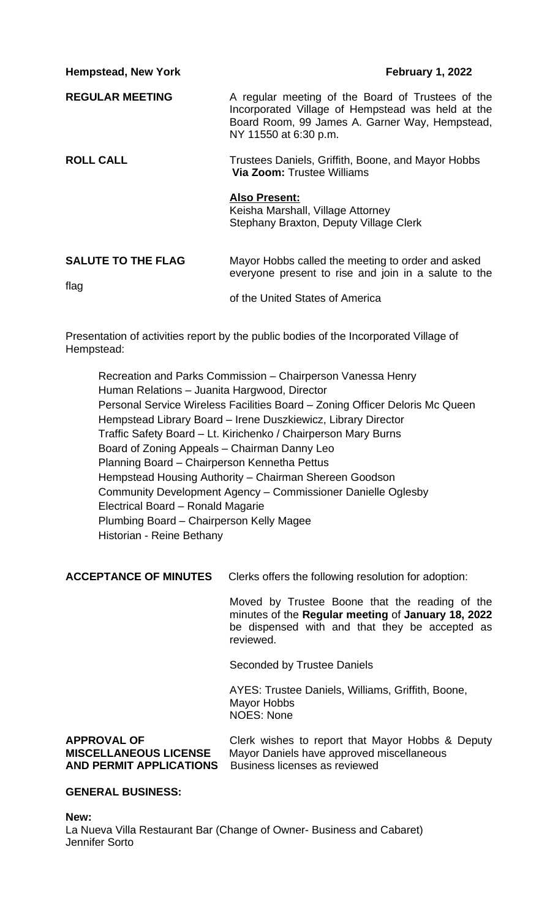**Hempstead, New York** **February 1, 2022**

**REGULAR MEETING** A regular meeting of the Board of Trustees of the Incorporated Village of Hempstead was held at the Board Room, 99 James A. Garner Way, Hempstead, NY 11550 at 6:30 p.m.

**ROLL CALL** Trustees Daniels, Griffith, Boone, and Mayor Hobbs
**Via Zoom:** Trustee Williams

**Also Present:**
Keisha Marshall, Village Attorney
Stephany Braxton, Deputy Village Clerk

**SALUTE TO THE FLAG** Mayor Hobbs called the meeting to order and asked everyone present to rise and join in a salute to the flag of the United States of America

Presentation of activities report by the public bodies of the Incorporated Village of Hempstead:

Recreation and Parks Commission – Chairperson Vanessa Henry
Human Relations – Juanita Hargwood, Director
Personal Service Wireless Facilities Board – Zoning Officer Deloris Mc Queen
Hempstead Library Board – Irene Duszkiewicz, Library Director
Traffic Safety Board – Lt. Kirichenko / Chairperson Mary Burns
Board of Zoning Appeals – Chairman Danny Leo
Planning Board – Chairperson Kennetha Pettus
Hempstead Housing Authority – Chairman Shereen Goodson
Community Development Agency – Commissioner Danielle Oglesby
Electrical Board – Ronald Magarie
Plumbing Board – Chairperson Kelly Magee
Historian - Reine Bethany

**ACCEPTANCE OF MINUTES** Clerks offers the following resolution for adoption:

Moved by Trustee Boone that the reading of the minutes of the **Regular meeting** of **January 18, 2022** be dispensed with and that they be accepted as reviewed.

Seconded by Trustee Daniels

AYES: Trustee Daniels, Williams, Griffith, Boone, Mayor Hobbs
NOES: None

**APPROVAL OF MISCELLANEOUS LICENSE AND PERMIT APPLICATIONS** Clerk wishes to report that Mayor Hobbs & Deputy Mayor Daniels have approved miscellaneous Business licenses as reviewed

**GENERAL BUSINESS:**

**New:**
La Nueva Villa Restaurant Bar (Change of Owner- Business and Cabaret)
Jennifer Sorto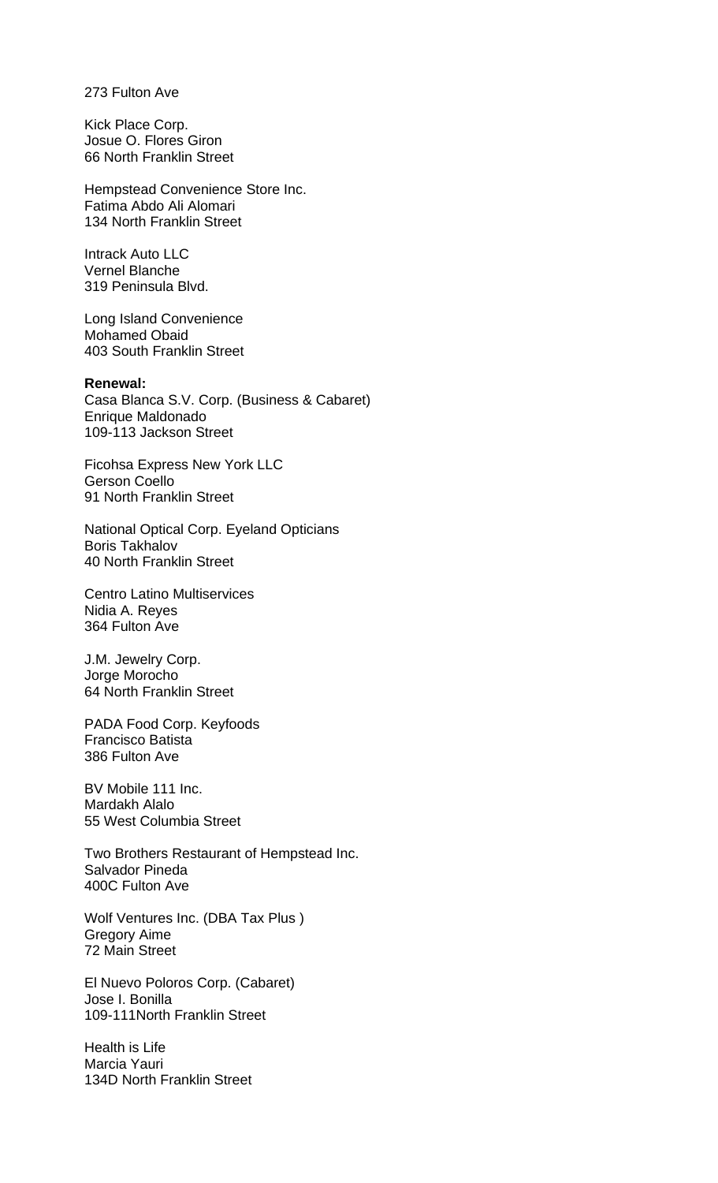273 Fulton Ave

Kick Place Corp.
Josue O. Flores Giron
66 North Franklin Street

Hempstead Convenience Store Inc.
Fatima Abdo Ali Alomari
134 North Franklin Street

Intrack Auto LLC
Vernel Blanche
319 Peninsula Blvd.

Long Island Convenience
Mohamed Obaid
403 South Franklin Street

**Renewal:**
Casa Blanca S.V. Corp. (Business & Cabaret)
Enrique Maldonado
109-113 Jackson Street

Ficohsa Express New York LLC
Gerson Coello
91 North Franklin Street

National Optical Corp. Eyeland Opticians
Boris Takhalov
40 North Franklin Street

Centro Latino Multiservices
Nidia A. Reyes
364 Fulton Ave

J.M. Jewelry Corp.
Jorge Morocho
64 North Franklin Street

PADA Food Corp. Keyfoods
Francisco Batista
386 Fulton Ave

BV Mobile 111 Inc.
Mardakh Alalo
55 West Columbia Street

Two Brothers Restaurant of Hempstead Inc.
Salvador Pineda
400C Fulton Ave

Wolf Ventures Inc. (DBA Tax Plus )
Gregory Aime
72 Main Street

El Nuevo Poloros Corp. (Cabaret)
Jose I. Bonilla
109-111North Franklin Street

Health is Life
Marcia Yauri
134D North Franklin Street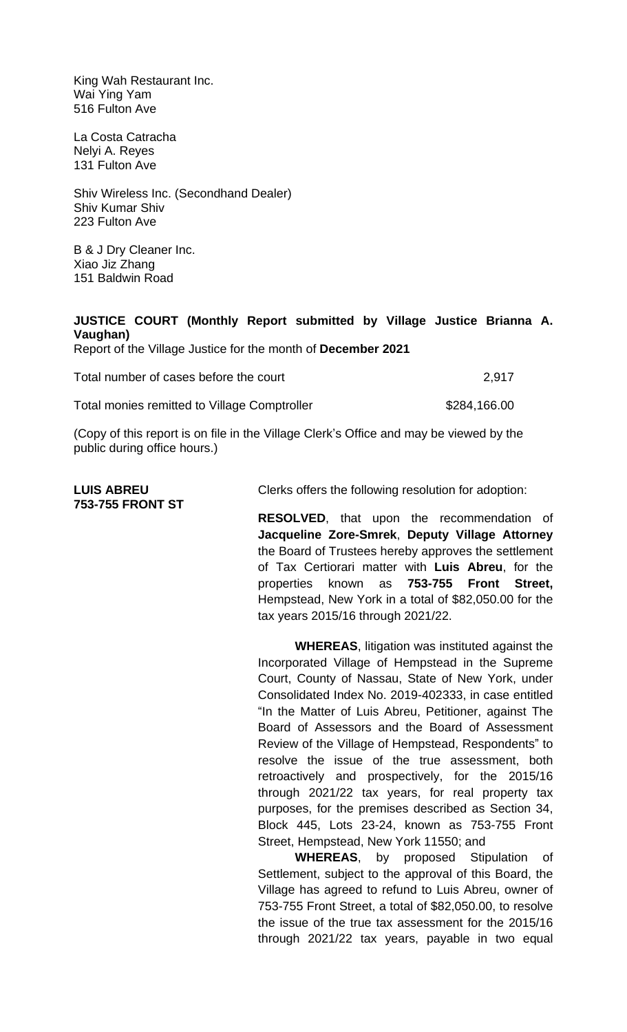King Wah Restaurant Inc.
Wai Ying Yam
516 Fulton Ave

La Costa Catracha
Nelyi A. Reyes
131 Fulton Ave

Shiv Wireless Inc. (Secondhand Dealer)
Shiv Kumar Shiv
223 Fulton Ave

B & J Dry Cleaner Inc.
Xiao Jiz Zhang
151 Baldwin Road

**JUSTICE COURT (Monthly Report submitted by Village Justice Brianna A. Vaughan)**
Report of the Village Justice for the month of **December 2021**

Total number of cases before the court 2,917

Total monies remitted to Village Comptroller $284,166.00

(Copy of this report is on file in the Village Clerk's Office and may be viewed by the public during office hours.)

**LUIS ABREU**
**753-755 FRONT ST**

Clerks offers the following resolution for adoption:

**RESOLVED**, that upon the recommendation of **Jacqueline Zore-Smrek**, **Deputy Village Attorney** the Board of Trustees hereby approves the settlement of Tax Certiorari matter with **Luis Abreu**, for the properties known as **753-755 Front Street,** Hempstead, New York in a total of $82,050.00 for the tax years 2015/16 through 2021/22.

**WHEREAS**, litigation was instituted against the Incorporated Village of Hempstead in the Supreme Court, County of Nassau, State of New York, under Consolidated Index No. 2019-402333, in case entitled "In the Matter of Luis Abreu, Petitioner, against The Board of Assessors and the Board of Assessment Review of the Village of Hempstead, Respondents" to resolve the issue of the true assessment, both retroactively and prospectively, for the 2015/16 through 2021/22 tax years, for real property tax purposes, for the premises described as Section 34, Block 445, Lots 23-24, known as 753-755 Front Street, Hempstead, New York 11550; and

**WHEREAS**, by proposed Stipulation of Settlement, subject to the approval of this Board, the Village has agreed to refund to Luis Abreu, owner of 753-755 Front Street, a total of $82,050.00, to resolve the issue of the true tax assessment for the 2015/16 through 2021/22 tax years, payable in two equal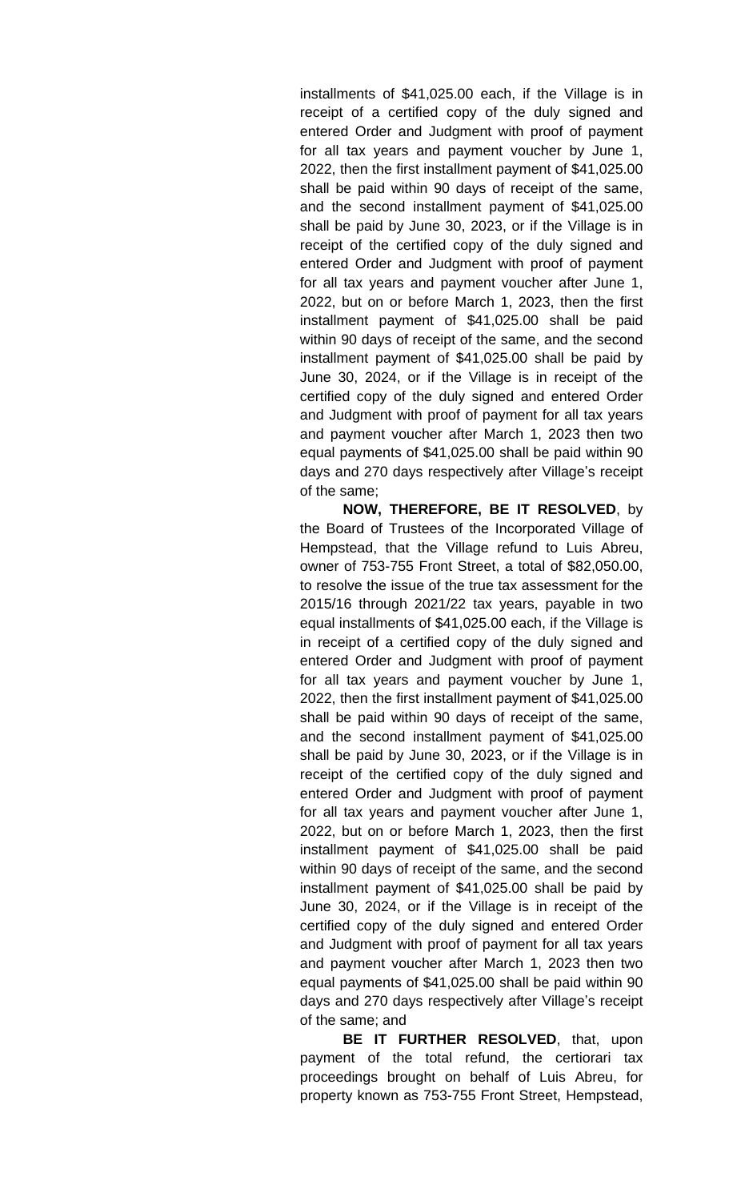installments of $41,025.00 each, if the Village is in receipt of a certified copy of the duly signed and entered Order and Judgment with proof of payment for all tax years and payment voucher by June 1, 2022, then the first installment payment of $41,025.00 shall be paid within 90 days of receipt of the same, and the second installment payment of $41,025.00 shall be paid by June 30, 2023, or if the Village is in receipt of the certified copy of the duly signed and entered Order and Judgment with proof of payment for all tax years and payment voucher after June 1, 2022, but on or before March 1, 2023, then the first installment payment of $41,025.00 shall be paid within 90 days of receipt of the same, and the second installment payment of $41,025.00 shall be paid by June 30, 2024, or if the Village is in receipt of the certified copy of the duly signed and entered Order and Judgment with proof of payment for all tax years and payment voucher after March 1, 2023 then two equal payments of $41,025.00 shall be paid within 90 days and 270 days respectively after Village's receipt of the same;

**NOW, THEREFORE, BE IT RESOLVED**, by the Board of Trustees of the Incorporated Village of Hempstead, that the Village refund to Luis Abreu, owner of 753-755 Front Street, a total of $82,050.00, to resolve the issue of the true tax assessment for the 2015/16 through 2021/22 tax years, payable in two equal installments of $41,025.00 each, if the Village is in receipt of a certified copy of the duly signed and entered Order and Judgment with proof of payment for all tax years and payment voucher by June 1, 2022, then the first installment payment of $41,025.00 shall be paid within 90 days of receipt of the same, and the second installment payment of $41,025.00 shall be paid by June 30, 2023, or if the Village is in receipt of the certified copy of the duly signed and entered Order and Judgment with proof of payment for all tax years and payment voucher after June 1, 2022, but on or before March 1, 2023, then the first installment payment of $41,025.00 shall be paid within 90 days of receipt of the same, and the second installment payment of $41,025.00 shall be paid by June 30, 2024, or if the Village is in receipt of the certified copy of the duly signed and entered Order and Judgment with proof of payment for all tax years and payment voucher after March 1, 2023 then two equal payments of $41,025.00 shall be paid within 90 days and 270 days respectively after Village's receipt of the same; and

**BE IT FURTHER RESOLVED**, that, upon payment of the total refund, the certiorari tax proceedings brought on behalf of Luis Abreu, for property known as 753-755 Front Street, Hempstead,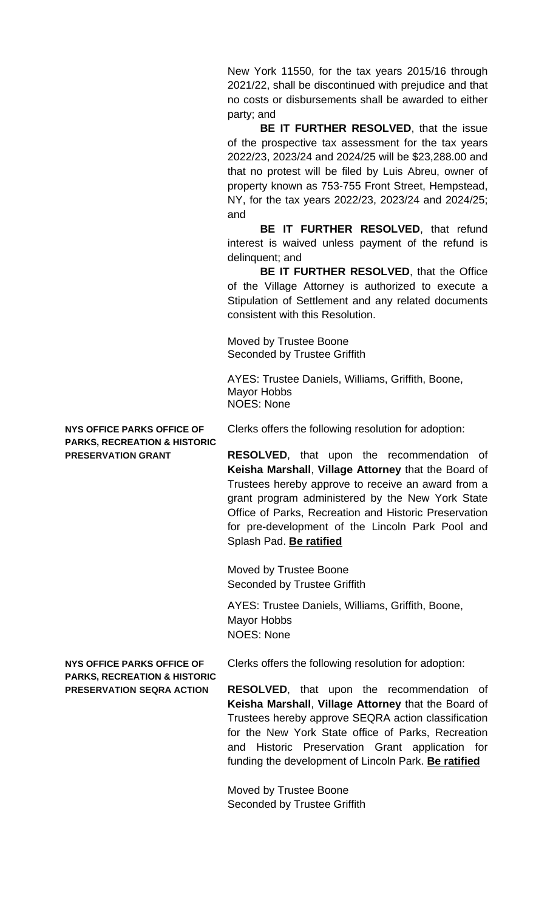New York 11550, for the tax years 2015/16 through 2021/22, shall be discontinued with prejudice and that no costs or disbursements shall be awarded to either party; and

**BE IT FURTHER RESOLVED**, that the issue of the prospective tax assessment for the tax years 2022/23, 2023/24 and 2024/25 will be $23,288.00 and that no protest will be filed by Luis Abreu, owner of property known as 753-755 Front Street, Hempstead, NY, for the tax years 2022/23, 2023/24 and 2024/25; and

**BE IT FURTHER RESOLVED**, that refund interest is waived unless payment of the refund is delinquent; and

**BE IT FURTHER RESOLVED**, that the Office of the Village Attorney is authorized to execute a Stipulation of Settlement and any related documents consistent with this Resolution.

Moved by Trustee Boone
Seconded by Trustee Griffith

AYES: Trustee Daniels, Williams, Griffith, Boone, Mayor Hobbs
NOES: None

**NYS OFFICE PARKS OFFICE OF PARKS, RECREATION & HISTORIC PRESERVATION GRANT**

Clerks offers the following resolution for adoption:

**RESOLVED**, that upon the recommendation of **Keisha Marshall**, **Village Attorney** that the Board of Trustees hereby approve to receive an award from a grant program administered by the New York State Office of Parks, Recreation and Historic Preservation for pre-development of the Lincoln Park Pool and Splash Pad. **Be ratified**

Moved by Trustee Boone
Seconded by Trustee Griffith

AYES: Trustee Daniels, Williams, Griffith, Boone, Mayor Hobbs
NOES: None

**NYS OFFICE PARKS OFFICE OF PARKS, RECREATION & HISTORIC PRESERVATION SEQRA ACTION**

Clerks offers the following resolution for adoption:

**RESOLVED**, that upon the recommendation of **Keisha Marshall**, **Village Attorney** that the Board of Trustees hereby approve SEQRA action classification for the New York State office of Parks, Recreation and Historic Preservation Grant application for funding the development of Lincoln Park. **Be ratified**

Moved by Trustee Boone
Seconded by Trustee Griffith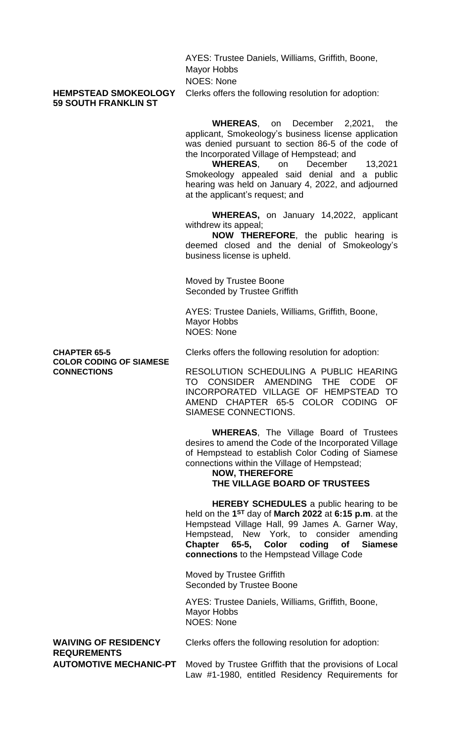AYES: Trustee Daniels, Williams, Griffith, Boone, Mayor Hobbs
NOES: None

**HEMPSTEAD SMOKEOLOGY**
**59 SOUTH FRANKLIN ST**

Clerks offers the following resolution for adoption:

**WHEREAS**, on December 2,2021, the applicant, Smokeology's business license application was denied pursuant to section 86-5 of the code of the Incorporated Village of Hempstead; and

**WHEREAS**, on December 13,2021 Smokeology appealed said denial and a public hearing was held on January 4, 2022, and adjourned at the applicant's request; and

**WHEREAS,** on January 14,2022, applicant withdrew its appeal;

**NOW THEREFORE**, the public hearing is deemed closed and the denial of Smokeology's business license is upheld.

Moved by Trustee Boone
Seconded by Trustee Griffith

AYES: Trustee Daniels, Williams, Griffith, Boone, Mayor Hobbs
NOES: None

**CHAPTER 65-5**
**COLOR CODING OF SIAMESE CONNECTIONS**

Clerks offers the following resolution for adoption:

RESOLUTION SCHEDULING A PUBLIC HEARING TO CONSIDER AMENDING THE CODE OF INCORPORATED VILLAGE OF HEMPSTEAD TO AMEND CHAPTER 65-5 COLOR CODING OF SIAMESE CONNECTIONS.

**WHEREAS**, The Village Board of Trustees desires to amend the Code of the Incorporated Village of Hempstead to establish Color Coding of Siamese connections within the Village of Hempstead;

**NOW, THEREFORE**
**THE VILLAGE BOARD OF TRUSTEES**

**HEREBY SCHEDULES** a public hearing to be held on the **1ST** day of **March 2022** at **6:15 p.m**. at the Hempstead Village Hall, 99 James A. Garner Way, Hempstead, New York, to consider amending **Chapter 65-5, Color coding of Siamese connections** to the Hempstead Village Code

Moved by Trustee Griffith
Seconded by Trustee Boone

AYES: Trustee Daniels, Williams, Griffith, Boone, Mayor Hobbs
NOES: None

**WAIVING OF RESIDENCY REQUREMENTS**
**AUTOMOTIVE MECHANIC-PT**

Clerks offers the following resolution for adoption:

Moved by Trustee Griffith that the provisions of Local Law #1-1980, entitled Residency Requirements for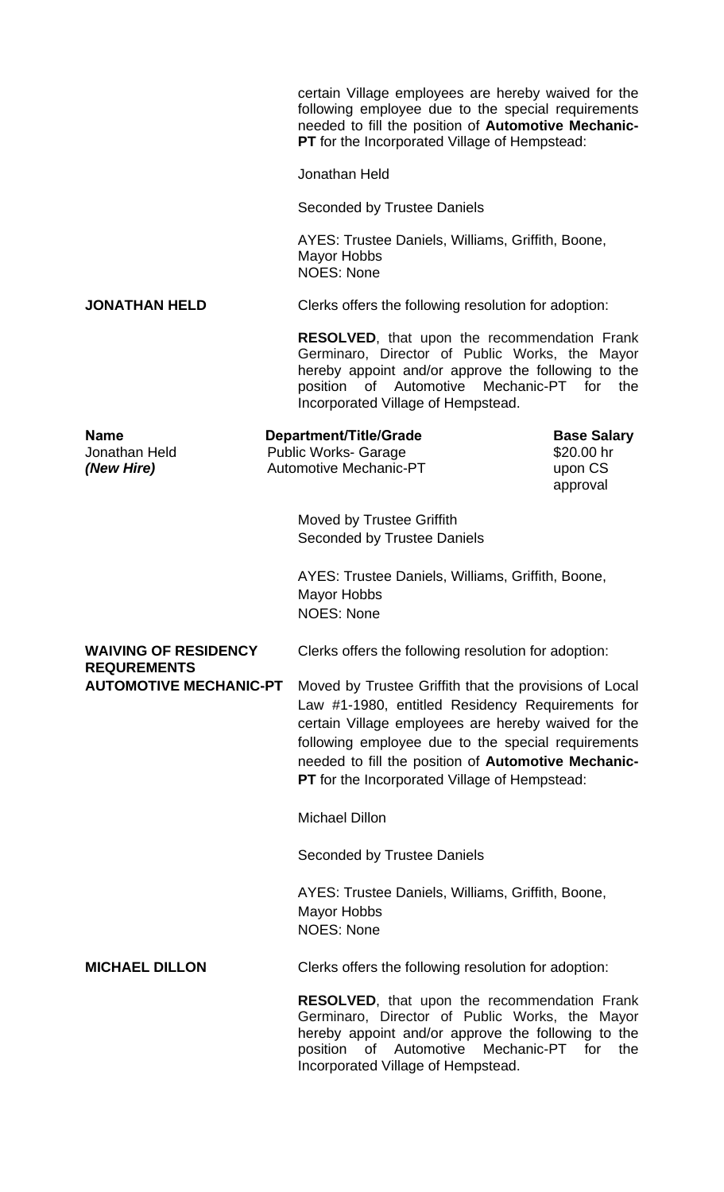certain Village employees are hereby waived for the following employee due to the special requirements needed to fill the position of **Automotive Mechanic-PT** for the Incorporated Village of Hempstead:

Jonathan Held

Seconded by Trustee Daniels

AYES: Trustee Daniels, Williams, Griffith, Boone, Mayor Hobbs
NOES: None

**JONATHAN HELD**

Clerks offers the following resolution for adoption:

**RESOLVED**, that upon the recommendation Frank Germinaro, Director of Public Works, the Mayor hereby appoint and/or approve the following to the position of Automotive Mechanic-PT for the Incorporated Village of Hempstead.

| **Name** | **Department/Title/Grade** | **Base Salary** |
|---|---|---|
| Jonathan Held<br>***(New Hire)*** | Public Works- Garage<br>Automotive Mechanic-PT | \$20.00 hr<br>upon CS approval |

Moved by Trustee Griffith
Seconded by Trustee Daniels

AYES: Trustee Daniels, Williams, Griffith, Boone, Mayor Hobbs
NOES: None

**WAIVING OF RESIDENCY REQUREMENTS**
**AUTOMOTIVE MECHANIC-PT**

Clerks offers the following resolution for adoption:

Moved by Trustee Griffith that the provisions of Local Law #1-1980, entitled Residency Requirements for certain Village employees are hereby waived for the following employee due to the special requirements needed to fill the position of **Automotive Mechanic-PT** for the Incorporated Village of Hempstead:

Michael Dillon

Seconded by Trustee Daniels

AYES: Trustee Daniels, Williams, Griffith, Boone, Mayor Hobbs
NOES: None

**MICHAEL DILLON**

Clerks offers the following resolution for adoption:

**RESOLVED**, that upon the recommendation Frank Germinaro, Director of Public Works, the Mayor hereby appoint and/or approve the following to the position of Automotive Mechanic-PT for the Incorporated Village of Hempstead.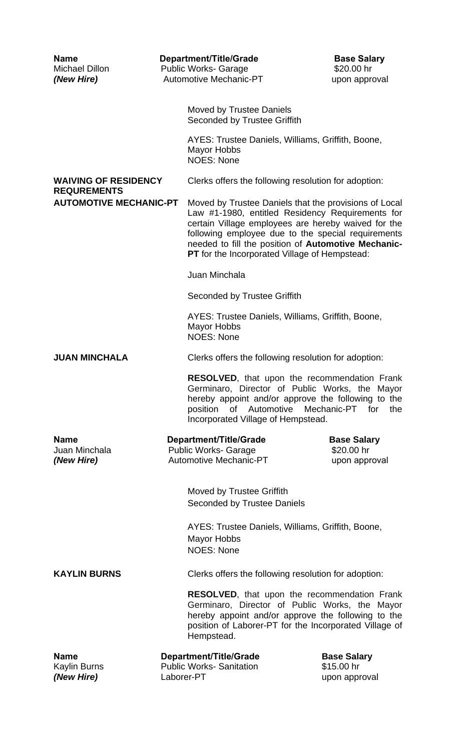| Name | Department/Title/Grade | Base Salary |
|---|---|---|
| Michael Dillon | Public Works- Garage | \$20.00 hr |
| ***(New Hire)*** | Automotive Mechanic-PT | upon approval |

Moved by Trustee Daniels
Seconded by Trustee Griffith

AYES: Trustee Daniels, Williams, Griffith, Boone, Mayor Hobbs
NOES: None

**WAIVING OF RESIDENCY REQUREMENTS AUTOMOTIVE MECHANIC-PT**

Clerks offers the following resolution for adoption:

Moved by Trustee Daniels that the provisions of Local Law #1-1980, entitled Residency Requirements for certain Village employees are hereby waived for the following employee due to the special requirements needed to fill the position of **Automotive Mechanic-PT** for the Incorporated Village of Hempstead:

Juan Minchala

Seconded by Trustee Griffith

AYES: Trustee Daniels, Williams, Griffith, Boone, Mayor Hobbs
NOES: None

**JUAN MINCHALA**

Clerks offers the following resolution for adoption:

**RESOLVED**, that upon the recommendation Frank Germinaro, Director of Public Works, the Mayor hereby appoint and/or approve the following to the position of Automotive Mechanic-PT for the Incorporated Village of Hempstead.

| Name | Department/Title/Grade | Base Salary |
|---|---|---|
| Juan Minchala | Public Works- Garage | \$20.00 hr |
| ***(New Hire)*** | Automotive Mechanic-PT | upon approval |

Moved by Trustee Griffith
Seconded by Trustee Daniels

AYES: Trustee Daniels, Williams, Griffith, Boone, Mayor Hobbs
NOES: None

**KAYLIN BURNS**

Clerks offers the following resolution for adoption:

**RESOLVED**, that upon the recommendation Frank Germinaro, Director of Public Works, the Mayor hereby appoint and/or approve the following to the position of Laborer-PT for the Incorporated Village of Hempstead.

| Name | Department/Title/Grade | Base Salary |
|---|---|---|
| Kaylin Burns | Public Works- Sanitation | \$15.00 hr |
| ***(New Hire)*** | Laborer-PT | upon approval |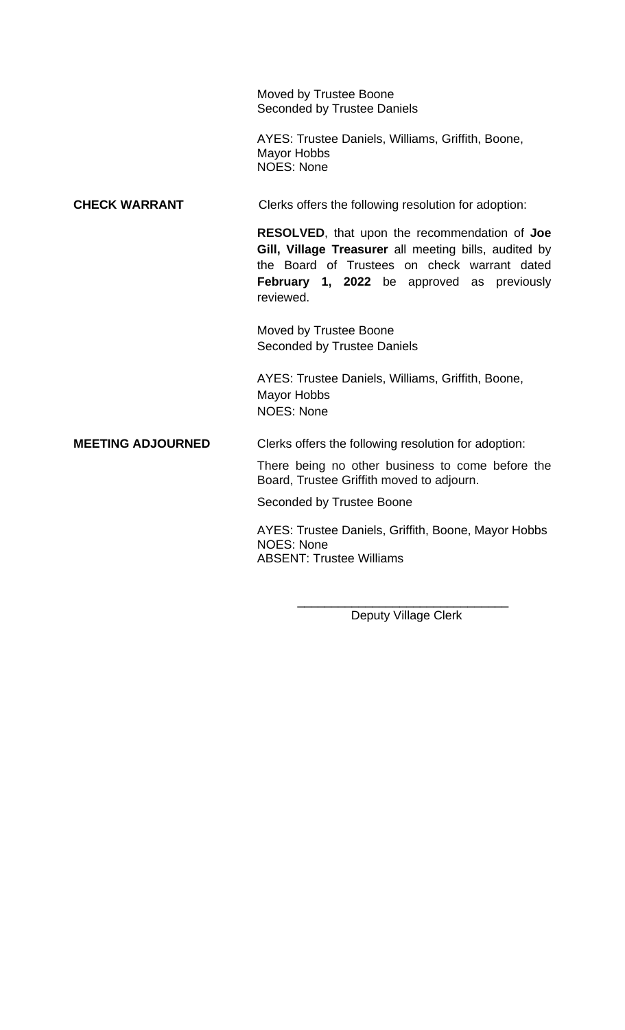Moved by Trustee Boone
Seconded by Trustee Daniels

AYES: Trustee Daniels, Williams, Griffith, Boone, Mayor Hobbs
NOES: None

**CHECK WARRANT**

Clerks offers the following resolution for adoption:

**RESOLVED**, that upon the recommendation of **Joe Gill, Village Treasurer** all meeting bills, audited by the Board of Trustees on check warrant dated **February 1, 2022** be approved as previously reviewed.

Moved by Trustee Boone
Seconded by Trustee Daniels

AYES: Trustee Daniels, Williams, Griffith, Boone, Mayor Hobbs
NOES: None

**MEETING ADJOURNED**

Clerks offers the following resolution for adoption:

There being no other business to come before the Board, Trustee Griffith moved to adjourn.

Seconded by Trustee Boone

AYES: Trustee Daniels, Griffith, Boone, Mayor Hobbs
NOES: None
ABSENT: Trustee Williams

_______________________________
Deputy Village Clerk